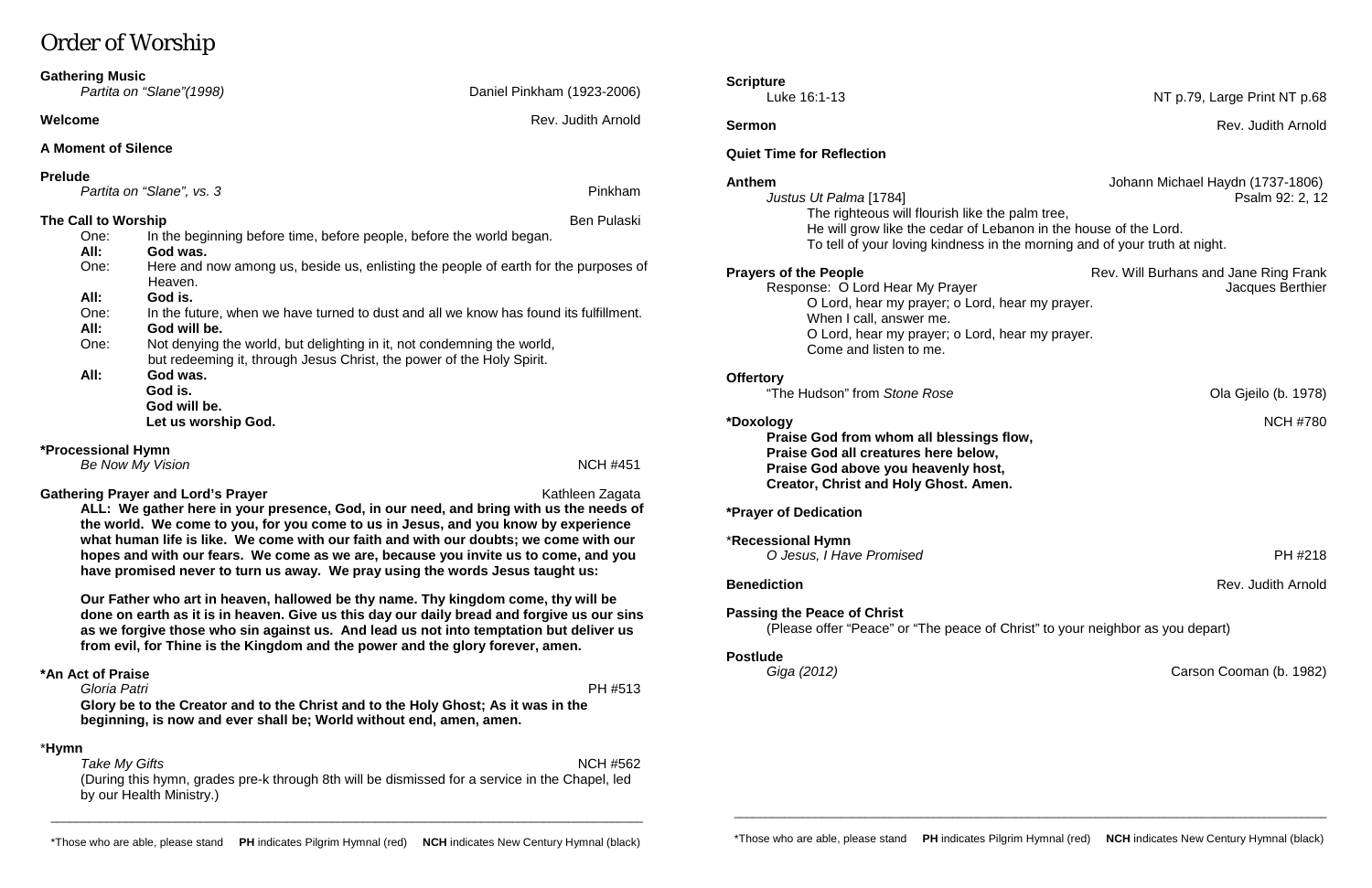# Order of Worship

**Gathering Music**
*Partita on "Slane"(1998)* Daniel Pinkham (1923-2006)

**Welcome** Rev. Judith Arnold

**A Moment of Silence**

**Prelude**
*Partita on "Slane", vs. 3* Pinkham

**The Call to Worship** Ben Pulaski

One: In the beginning before time, before people, before the world began.
**All: God was.**
One: Here and now among us, beside us, enlisting the people of earth for the purposes of Heaven.
**All: God is.**
One: In the future, when we have turned to dust and all we know has found its fulfillment.
**All: God will be.**
One: Not denying the world, but delighting in it, not condemning the world, but redeeming it, through Jesus Christ, the power of the Holy Spirit.
**All: God was.**
**God is.**
**God will be.**
**Let us worship God.**

**\*Processional Hymn**
*Be Now My Vision* NCH #451

**Gathering Prayer and Lord's Prayer** Kathleen Zagata

**ALL: We gather here in your presence, God, in our need, and bring with us the needs of the world. We come to you, for you come to us in Jesus, and you know by experience what human life is like. We come with our faith and with our doubts; we come with our hopes and with our fears. We come as we are, because you invite us to come, and you have promised never to turn us away. We pray using the words Jesus taught us:**

**Our Father who art in heaven, hallowed be thy name. Thy kingdom come, thy will be done on earth as it is in heaven. Give us this day our daily bread and forgive us our sins as we forgive those who sin against us. And lead us not into temptation but deliver us from evil, for Thine is the Kingdom and the power and the glory forever, amen.**

**\*An Act of Praise**
*Gloria Patri* PH #513

**Glory be to the Creator and to the Christ and to the Holy Ghost; As it was in the beginning, is now and ever shall be; World without end, amen, amen.**

\***Hymn**
*Take My Gifts* NCH #562
(During this hymn, grades pre-k through 8th will be dismissed for a service in the Chapel, led by our Health Ministry.)

\*Those who are able, please stand **PH** indicates Pilgrim Hymnal (red) **NCH** indicates New Century Hymnal (black)

**Scripture**
Luke 16:1-13 NT p.79, Large Print NT p.68

**Sermon** Rev. Judith Arnold

**Quiet Time for Reflection**

**Anthem** Johann Michael Haydn (1737-1806)
*Justus Ut Palma* [1784] Psalm 92: 2, 12

The righteous will flourish like the palm tree,
He will grow like the cedar of Lebanon in the house of the Lord.
To tell of your loving kindness in the morning and of your truth at night.

**Prayers of the People** Rev. Will Burhans and Jane Ring Frank
Response: O Lord Hear My Prayer Jacques Berthier

O Lord, hear my prayer; o Lord, hear my prayer.
When I call, answer me.
O Lord, hear my prayer; o Lord, hear my prayer.
Come and listen to me.

**Offertory**
"The Hudson" from *Stone Rose* Ola Gjeilo (b. 1978)

**\*Doxology** NCH #780

**Praise God from whom all blessings flow,**
**Praise God all creatures here below,**
**Praise God above you heavenly host,**
**Creator, Christ and Holy Ghost. Amen.**

**\*Prayer of Dedication**

\***Recessional Hymn**
*O Jesus, I Have Promised* PH #218

**Benediction** Rev. Judith Arnold

**Passing the Peace of Christ**
(Please offer "Peace" or "The peace of Christ" to your neighbor as you depart)

**Postlude**
*Giga (2012)* Carson Cooman (b. 1982)

\*Those who are able, please stand **PH** indicates Pilgrim Hymnal (red) **NCH** indicates New Century Hymnal (black)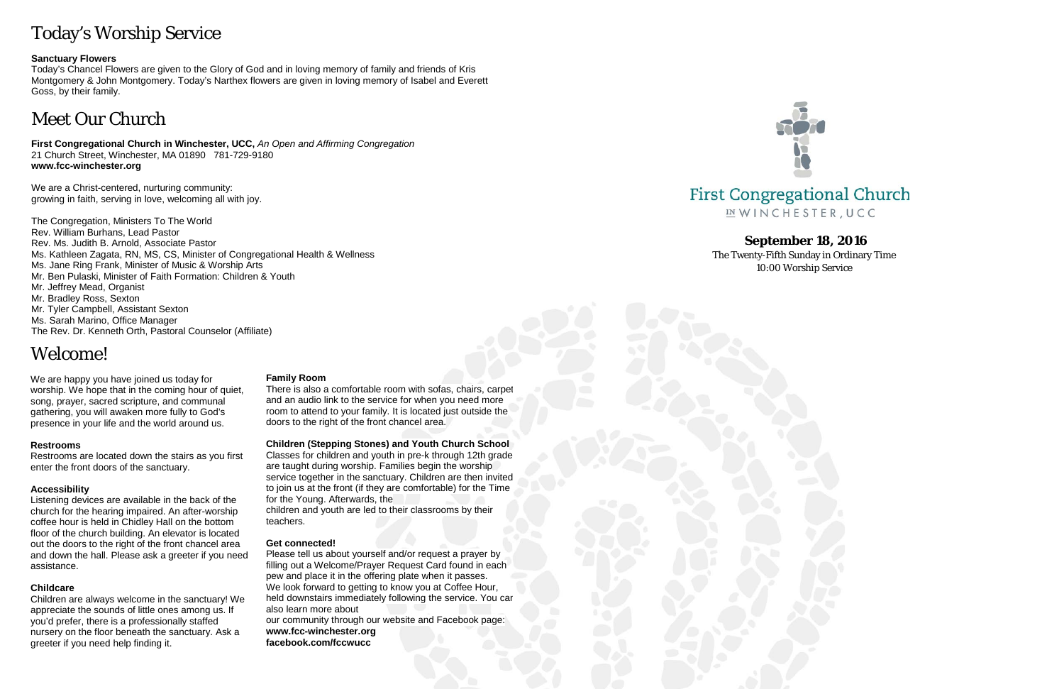# Today's Worship Service

**Sanctuary Flowers**
Today's Chancel Flowers are given to the Glory of God and in loving memory of family and friends of Kris Montgomery & John Montgomery. Today's Narthex flowers are given in loving memory of Isabel and Everett Goss, by their family.

# Meet Our Church

**First Congregational Church in Winchester, UCC,** *An Open and Affirming Congregation*
21 Church Street, Winchester, MA 01890 781-729-9180
**www.fcc-winchester.org**

We are a Christ-centered, nurturing community:
growing in faith, serving in love, welcoming all with joy.

The Congregation, Ministers To The World
Rev. William Burhans, Lead Pastor
Rev. Ms. Judith B. Arnold, Associate Pastor
Ms. Kathleen Zagata, RN, MS, CS, Minister of Congregational Health & Wellness
Ms. Jane Ring Frank, Minister of Music & Worship Arts
Mr. Ben Pulaski, Minister of Faith Formation: Children & Youth
Mr. Jeffrey Mead, Organist
Mr. Bradley Ross, Sexton
Mr. Tyler Campbell, Assistant Sexton
Ms. Sarah Marino, Office Manager
The Rev. Dr. Kenneth Orth, Pastoral Counselor (Affiliate)

# Welcome!

We are happy you have joined us today for worship. We hope that in the coming hour of quiet, song, prayer, sacred scripture, and communal gathering, you will awaken more fully to God's presence in your life and the world around us.

**Restrooms**
Restrooms are located down the stairs as you first enter the front doors of the sanctuary.

**Accessibility**
Listening devices are available in the back of the church for the hearing impaired. An after-worship coffee hour is held in Chidley Hall on the bottom floor of the church building. An elevator is located out the doors to the right of the front chancel area and down the hall. Please ask a greeter if you need assistance.

**Childcare**
Children are always welcome in the sanctuary! We appreciate the sounds of little ones among us. If you'd prefer, there is a professionally staffed nursery on the floor beneath the sanctuary. Ask a greeter if you need help finding it.

**Family Room**
There is also a comfortable room with sofas, chairs, carpet and an audio link to the service for when you need more room to attend to your family. It is located just outside the doors to the right of the front chancel area.

**Children (Stepping Stones) and Youth Church School**
Classes for children and youth in pre-k through 12th grade are taught during worship. Families begin the worship service together in the sanctuary. Children are then invited to join us at the front (if they are comfortable) for the Time for the Young. Afterwards, the children and youth are led to their classrooms by their teachers.

**Get connected!**
Please tell us about yourself and/or request a prayer by filling out a Welcome/Prayer Request Card found in each pew and place it in the offering plate when it passes. We look forward to getting to know you at Coffee Hour, held downstairs immediately following the service. You can also learn more about our community through our website and Facebook page:
**www.fcc-winchester.org**
**facebook.com/fccwucc**

First Congregational Church
IN WINCHESTER, UCC

**September 18, 2016**
The Twenty-Fifth Sunday in Ordinary Time
10:00 Worship Service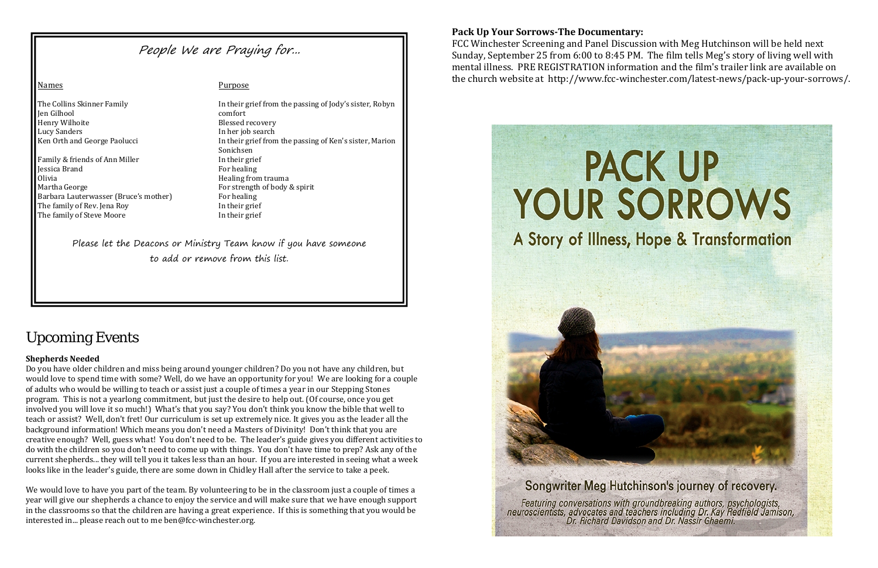## People We are Praying for...

| Names | Purpose |
|---|---|
| The Collins Skinner Family | In their grief from the passing of Jody's sister, Robyn |
| Jen Gilhool | comfort |
| Henry Wilhoite | Blessed recovery |
| Lucy Sanders | In her job search |
| Ken Orth and George Paolucci | In their grief from the passing of Ken's sister, Marion Sonichsen |
| Family & friends of Ann Miller | In their grief |
| Jessica Brand | For healing |
| Olivia | Healing from trauma |
| Martha George | For strength of body & spirit |
| Barbara Lauterwasser (Bruce's mother) | For healing |
| The family of Rev. Jena Roy | In their grief |
| The family of Steve Moore | In their grief |

Please let the Deacons or Ministry Team know if you have someone to add or remove from this list.

# Upcoming Events

**Shepherds Needed**

Do you have older children and miss being around younger children? Do you not have any children, but would love to spend time with some? Well, do we have an opportunity for you! We are looking for a couple of adults who would be willing to teach or assist just a couple of times a year in our Stepping Stones program. This is not a yearlong commitment, but just the desire to help out. (Of course, once you get involved you will love it so much!) What's that you say? You don't think you know the bible that well to teach or assist? Well, don't fret! Our curriculum is set up extremely nice. It gives you as the leader all the background information! Which means you don't need a Masters of Divinity! Don't think that you are creative enough? Well, guess what! You don't need to be. The leader's guide gives you different activities to do with the children so you don't need to come up with things. You don't have time to prep? Ask any of the current shepherds... they will tell you it takes less than an hour. If you are interested in seeing what a week looks like in the leader's guide, there are some down in Chidley Hall after the service to take a peek.

We would love to have you part of the team. By volunteering to be in the classroom just a couple of times a year will give our shepherds a chance to enjoy the service and will make sure that we have enough support in the classrooms so that the children are having a great experience. If this is something that you would be interested in... please reach out to me ben@fcc-winchester.org.

**Pack Up Your Sorrows-The Documentary:**

FCC Winchester Screening and Panel Discussion with Meg Hutchinson will be held next Sunday, September 25 from 6:00 to 8:45 PM. The film tells Meg's story of living well with mental illness. PRE REGISTRATION information and the film's trailer link are available on the church website at http://www.fcc-winchester.com/latest-news/pack-up-your-sorrows/.

PACK UP YOUR SORROWS

A Story of Illness, Hope & Transformation

Songwriter Meg Hutchinson's journey of recovery.

Featuring conversations with groundbreaking authors, psychologists, neuroscientists, advocates and teachers including Dr. Kay Redfield Jamison, Dr. Richard Davidson and Dr. Nassir Ghaemi.